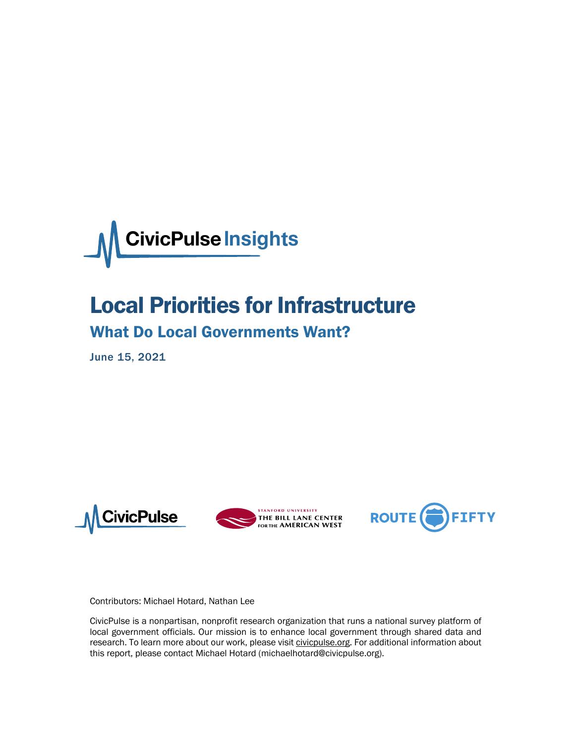CivicPulse Insights

# Local Priorities for Infrastructure

## What Do Local Governments Want?

June 15, 2021

CivicPulse | Stanford University The Bill Lane Center for the American West | Route Fifty

Contributors: Michael Hotard, Nathan Lee

CivicPulse is a nonpartisan, nonprofit research organization that runs a national survey platform of local government officials. Our mission is to enhance local government through shared data and research. To learn more about our work, please visit civicpulse.org. For additional information about this report, please contact Michael Hotard (michaelhotard@civicpulse.org).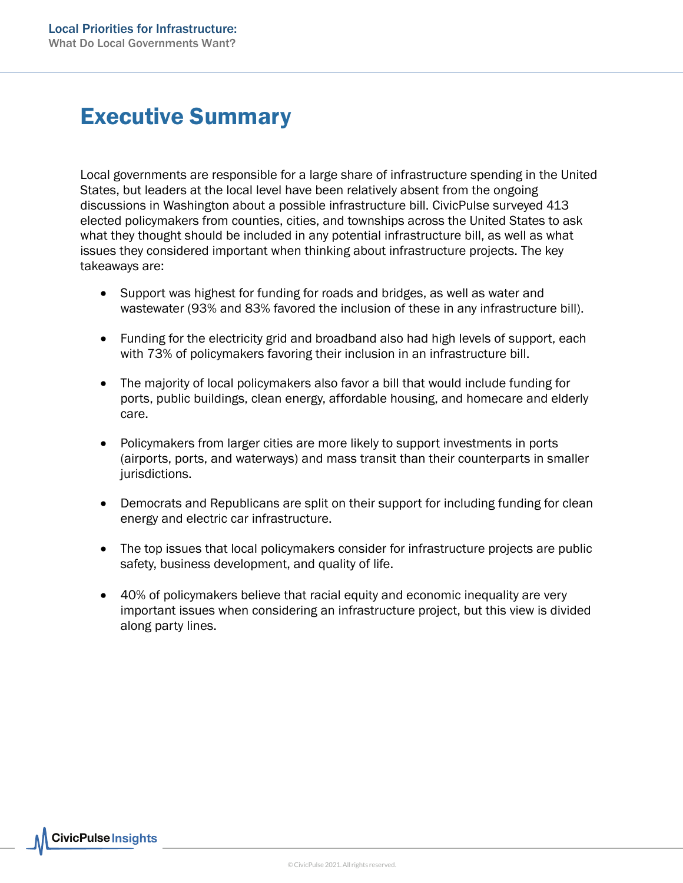# Executive Summary

Local governments are responsible for a large share of infrastructure spending in the United States, but leaders at the local level have been relatively absent from the ongoing discussions in Washington about a possible infrastructure bill. CivicPulse surveyed 413 elected policymakers from counties, cities, and townships across the United States to ask what they thought should be included in any potential infrastructure bill, as well as what issues they considered important when thinking about infrastructure projects. The key takeaways are:

- Support was highest for funding for roads and bridges, as well as water and wastewater (93% and 83% favored the inclusion of these in any infrastructure bill).
- Funding for the electricity grid and broadband also had high levels of support, each with 73% of policymakers favoring their inclusion in an infrastructure bill.
- The majority of local policymakers also favor a bill that would include funding for ports, public buildings, clean energy, affordable housing, and homecare and elderly care.
- Policymakers from larger cities are more likely to support investments in ports (airports, ports, and waterways) and mass transit than their counterparts in smaller jurisdictions.
- Democrats and Republicans are split on their support for including funding for clean energy and electric car infrastructure.
- The top issues that local policymakers consider for infrastructure projects are public safety, business development, and quality of life.
- 40% of policymakers believe that racial equity and economic inequality are very important issues when considering an infrastructure project, but this view is divided along party lines.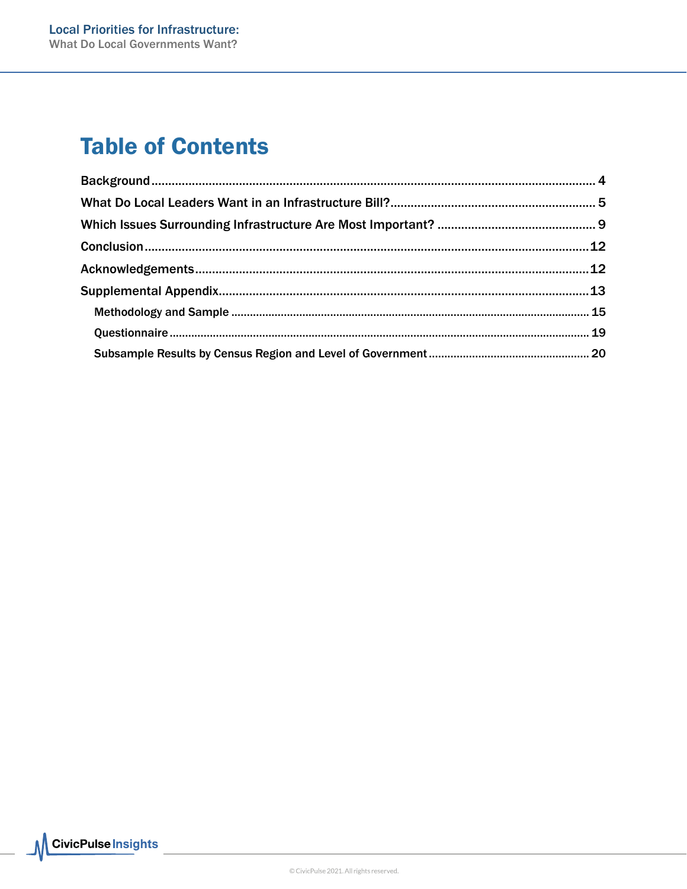# Table of Contents

Background .......... 4

What Do Local Leaders Want in an Infrastructure Bill? .......... 5

Which Issues Surrounding Infrastructure Are Most Important? .......... 9

Conclusion .......... 12

Acknowledgements .......... 12

Supplemental Appendix .......... 13

- Methodology and Sample .......... 15
- Questionnaire .......... 19
- Subsample Results by Census Region and Level of Government .......... 20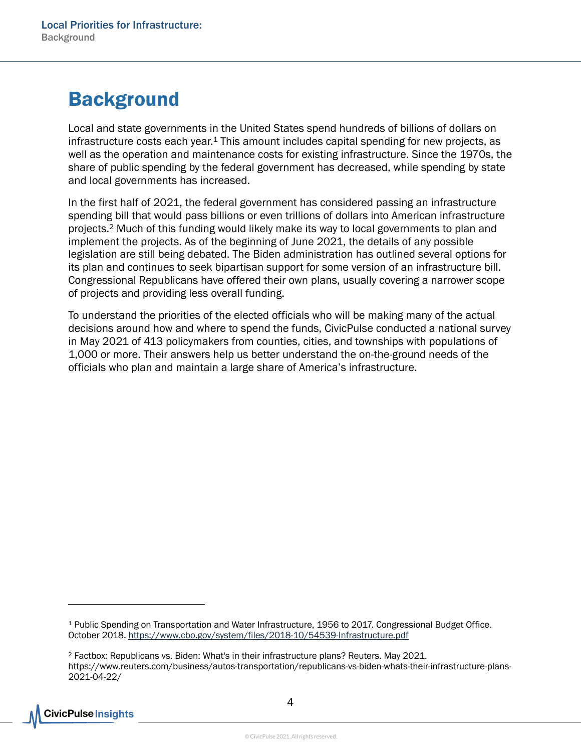# Background

Local and state governments in the United States spend hundreds of billions of dollars on infrastructure costs each year.[1] This amount includes capital spending for new projects, as well as the operation and maintenance costs for existing infrastructure. Since the 1970s, the share of public spending by the federal government has decreased, while spending by state and local governments has increased.

In the first half of 2021, the federal government has considered passing an infrastructure spending bill that would pass billions or even trillions of dollars into American infrastructure projects.[2] Much of this funding would likely make its way to local governments to plan and implement the projects. As of the beginning of June 2021, the details of any possible legislation are still being debated. The Biden administration has outlined several options for its plan and continues to seek bipartisan support for some version of an infrastructure bill. Congressional Republicans have offered their own plans, usually covering a narrower scope of projects and providing less overall funding.

To understand the priorities of the elected officials who will be making many of the actual decisions around how and where to spend the funds, CivicPulse conducted a national survey in May 2021 of 413 policymakers from counties, cities, and townships with populations of 1,000 or more. Their answers help us better understand the on-the-ground needs of the officials who plan and maintain a large share of America's infrastructure.

---

[1] Public Spending on Transportation and Water Infrastructure, 1956 to 2017. Congressional Budget Office. October 2018. https://www.cbo.gov/system/files/2018-10/54539-Infrastructure.pdf

[2] Factbox: Republicans vs. Biden: What's in their infrastructure plans? Reuters. May 2021. https://www.reuters.com/business/autos-transportation/republicans-vs-biden-whats-their-infrastructure-plans-2021-04-22/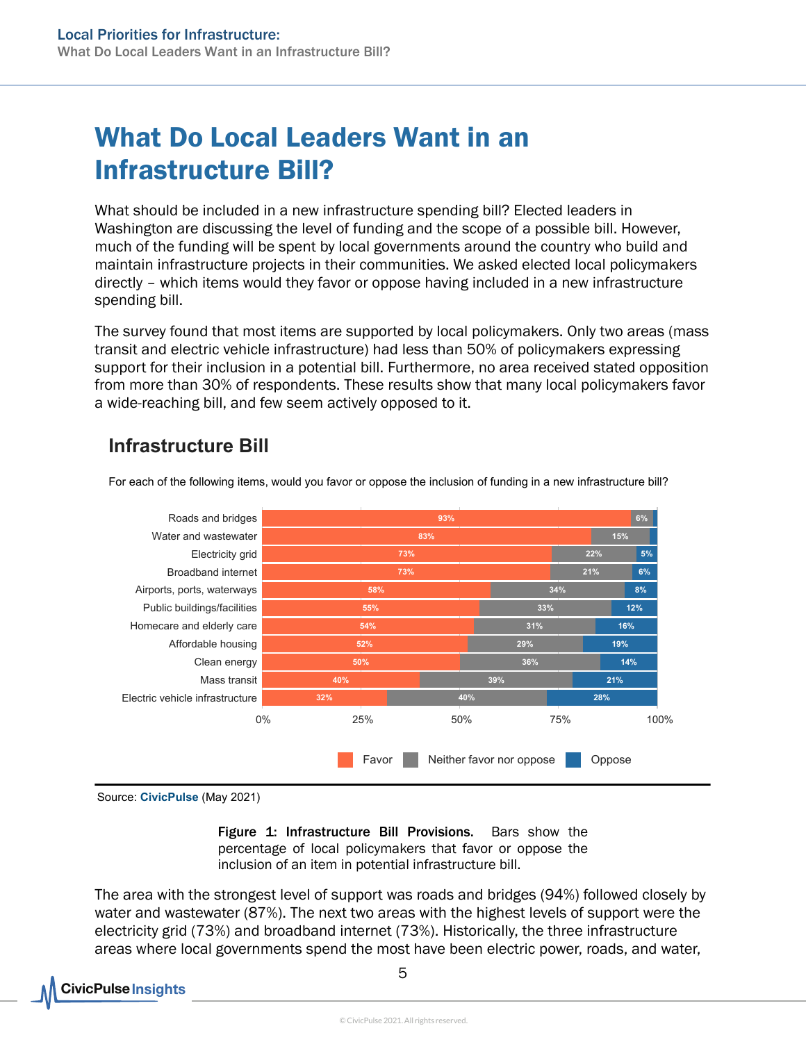# What Do Local Leaders Want in an Infrastructure Bill?

What should be included in a new infrastructure spending bill? Elected leaders in Washington are discussing the level of funding and the scope of a possible bill. However, much of the funding will be spent by local governments around the country who build and maintain infrastructure projects in their communities. We asked elected local policymakers directly – which items would they favor or oppose having included in a new infrastructure spending bill.

The survey found that most items are supported by local policymakers. Only two areas (mass transit and electric vehicle infrastructure) had less than 50% of policymakers expressing support for their inclusion in a potential bill. Furthermore, no area received stated opposition from more than 30% of respondents. These results show that many local policymakers favor a wide-reaching bill, and few seem actively opposed to it.

## Infrastructure Bill

For each of the following items, would you favor or oppose the inclusion of funding in a new infrastructure bill?

| Item | Favor | Neither favor nor oppose | Oppose |
|---|---|---|---|
| Roads and bridges | 93% | 6% | |
| Water and wastewater | 83% | 15% | |
| Electricity grid | 73% | 22% | 5% |
| Broadband internet | 73% | 21% | 6% |
| Airports, ports, waterways | 58% | 34% | 8% |
| Public buildings/facilities | 55% | 33% | 12% |
| Homecare and elderly care | 54% | 31% | 16% |
| Affordable housing | 52% | 29% | 19% |
| Clean energy | 50% | 36% | 14% |
| Mass transit | 40% | 39% | 21% |
| Electric vehicle infrastructure | 32% | 40% | 28% |

Source: **CivicPulse** (May 2021)

**Figure 1: Infrastructure Bill Provisions.** Bars show the percentage of local policymakers that favor or oppose the inclusion of an item in potential infrastructure bill.

The area with the strongest level of support was roads and bridges (94%) followed closely by water and wastewater (87%). The next two areas with the highest levels of support were the electricity grid (73%) and broadband internet (73%). Historically, the three infrastructure areas where local governments spend the most have been electric power, roads, and water,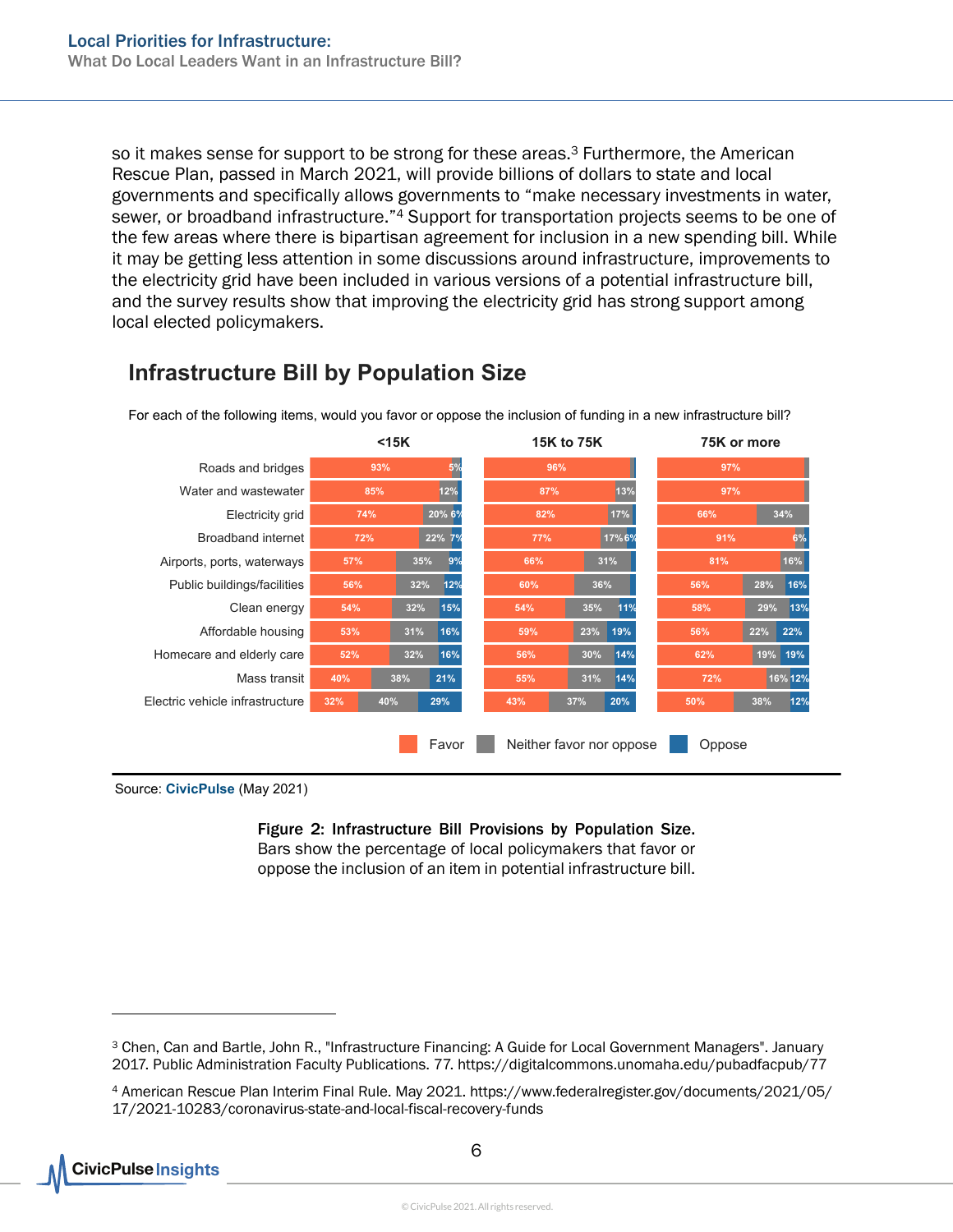so it makes sense for support to be strong for these areas.[3] Furthermore, the American Rescue Plan, passed in March 2021, will provide billions of dollars to state and local governments and specifically allows governments to "make necessary investments in water, sewer, or broadband infrastructure."[4] Support for transportation projects seems to be one of the few areas where there is bipartisan agreement for inclusion in a new spending bill. While it may be getting less attention in some discussions around infrastructure, improvements to the electricity grid have been included in various versions of a potential infrastructure bill, and the survey results show that improving the electricity grid has strong support among local elected policymakers.

## Infrastructure Bill by Population Size

For each of the following items, would you favor or oppose the inclusion of funding in a new infrastructure bill?

| | <15K | | | 15K to 75K | | | 75K or more | | |
|---|---|---|---|---|---|---|---|---|---|
| | Favor | Neither favor nor oppose | Oppose | Favor | Neither favor nor oppose | Oppose | Favor | Neither favor nor oppose | Oppose |
| Roads and bridges | 93% | 5% | | 96% | | | 97% | | |
| Water and wastewater | 85% | 12% | | 87% | 13% | | 97% | | |
| Electricity grid | 74% | 20% | 6% | 82% | 17% | | 66% | 34% | |
| Broadband internet | 72% | 22% | 7% | 77% | 17% | 6% | 91% | 6% | |
| Airports, ports, waterways | 57% | 35% | 9% | 66% | 31% | | 81% | 16% | |
| Public buildings/facilities | 56% | 32% | 12% | 60% | 36% | | 56% | 28% | 16% |
| Clean energy | 54% | 32% | 15% | 54% | 35% | 11% | 58% | 29% | 13% |
| Affordable housing | 53% | 31% | 16% | 59% | 23% | 19% | 56% | 22% | 22% |
| Homecare and elderly care | 52% | 32% | 16% | 56% | 30% | 14% | 62% | 19% | 19% |
| Mass transit | 40% | 38% | 21% | 55% | 31% | 14% | 72% | 16% | 12% |
| Electric vehicle infrastructure | 32% | 40% | 29% | 43% | 37% | 20% | 50% | 38% | 12% |

Source: **CivicPulse** (May 2021)

**Figure 2: Infrastructure Bill Provisions by Population Size.** Bars show the percentage of local policymakers that favor or oppose the inclusion of an item in potential infrastructure bill.

---

[3] Chen, Can and Bartle, John R., "Infrastructure Financing: A Guide for Local Government Managers". January 2017. Public Administration Faculty Publications. 77. https://digitalcommons.unomaha.edu/pubadfacpub/77

[4] American Rescue Plan Interim Final Rule. May 2021. https://www.federalregister.gov/documents/2021/05/17/2021-10283/coronavirus-state-and-local-fiscal-recovery-funds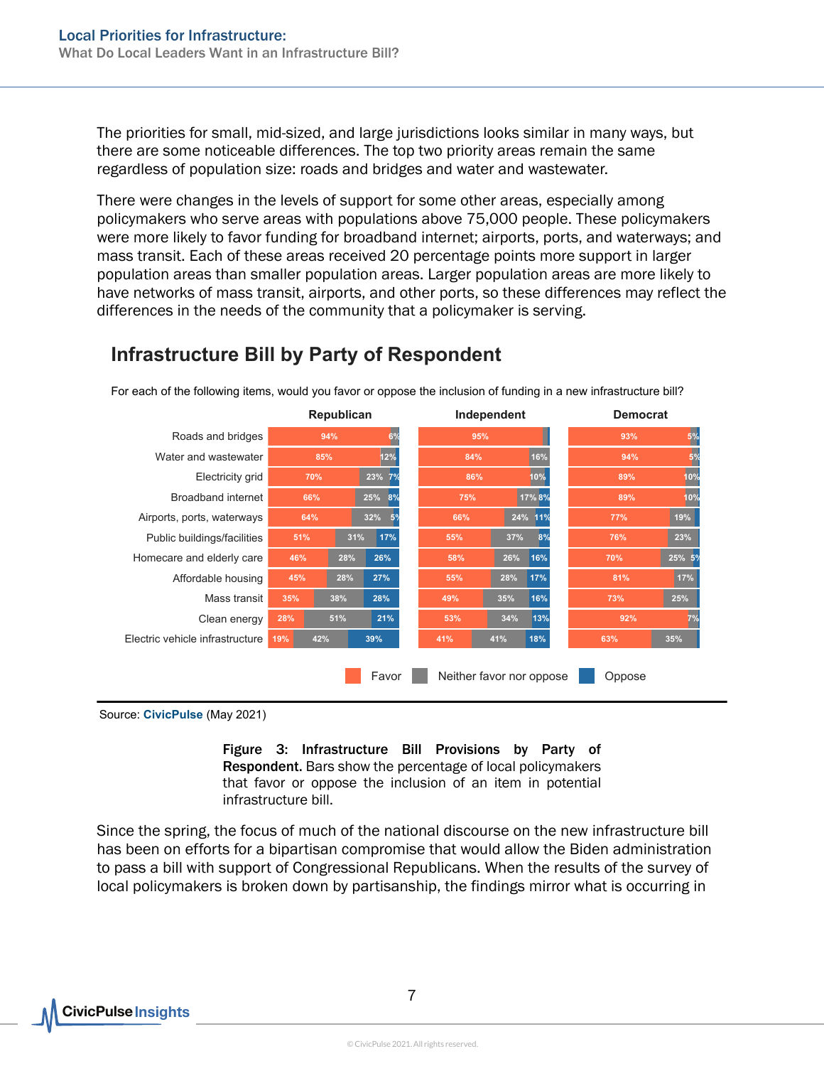The priorities for small, mid-sized, and large jurisdictions looks similar in many ways, but there are some noticeable differences. The top two priority areas remain the same regardless of population size: roads and bridges and water and wastewater.

There were changes in the levels of support for some other areas, especially among policymakers who serve areas with populations above 75,000 people. These policymakers were more likely to favor funding for broadband internet; airports, ports, and waterways; and mass transit. Each of these areas received 20 percentage points more support in larger population areas than smaller population areas. Larger population areas are more likely to have networks of mass transit, airports, and other ports, so these differences may reflect the differences in the needs of the community that a policymaker is serving.

## Infrastructure Bill by Party of Respondent

For each of the following items, would you favor or oppose the inclusion of funding in a new infrastructure bill?

| | Republican | | | Independent | | | Democrat | | |
|---|---|---|---|---|---|---|---|---|---|
| | Favor | Neither favor nor oppose | Oppose | Favor | Neither favor nor oppose | Oppose | Favor | Neither favor nor oppose | Oppose |
| Roads and bridges | 94% | 6% | | 95% | | | 93% | 5% | |
| Water and wastewater | 85% | 12% | | 84% | 16% | | 94% | 5% | |
| Electricity grid | 70% | 23% | 7% | 86% | 10% | | 89% | 10% | |
| Broadband internet | 66% | 25% | 8% | 75% | 17% | 8% | 89% | 10% | |
| Airports, ports, waterways | 64% | 32% | 5% | 66% | 24% | 11% | 77% | 19% | |
| Public buildings/facilities | 51% | 31% | 17% | 55% | 37% | 8% | 76% | 23% | |
| Homecare and elderly care | 46% | 28% | 26% | 58% | 26% | 16% | 70% | 25% | 5% |
| Affordable housing | 45% | 28% | 27% | 55% | 28% | 17% | 81% | 17% | |
| Mass transit | 35% | 38% | 28% | 49% | 35% | 16% | 73% | 25% | |
| Clean energy | 28% | 51% | 21% | 53% | 34% | 13% | 92% | 7% | |
| Electric vehicle infrastructure | 19% | 42% | 39% | 41% | 41% | 18% | 63% | 35% | |

Source: **CivicPulse** (May 2021)

**Figure 3: Infrastructure Bill Provisions by Party of Respondent.** Bars show the percentage of local policymakers that favor or oppose the inclusion of an item in potential infrastructure bill.

Since the spring, the focus of much of the national discourse on the new infrastructure bill has been on efforts for a bipartisan compromise that would allow the Biden administration to pass a bill with support of Congressional Republicans. When the results of the survey of local policymakers is broken down by partisanship, the findings mirror what is occurring in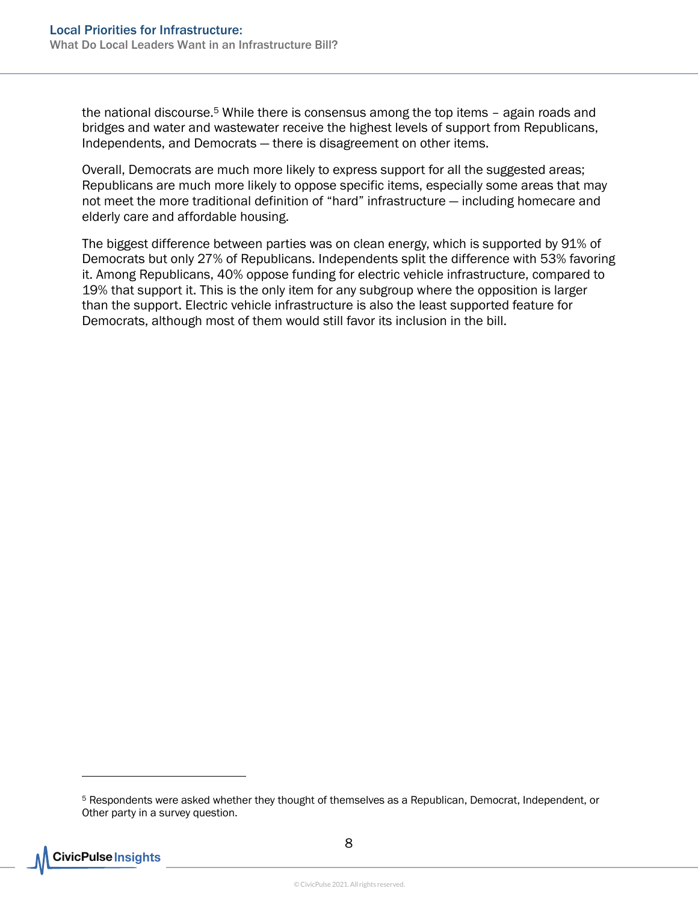the national discourse.[5] While there is consensus among the top items – again roads and bridges and water and wastewater receive the highest levels of support from Republicans, Independents, and Democrats — there is disagreement on other items.

Overall, Democrats are much more likely to express support for all the suggested areas; Republicans are much more likely to oppose specific items, especially some areas that may not meet the more traditional definition of "hard" infrastructure — including homecare and elderly care and affordable housing.

The biggest difference between parties was on clean energy, which is supported by 91% of Democrats but only 27% of Republicans. Independents split the difference with 53% favoring it. Among Republicans, 40% oppose funding for electric vehicle infrastructure, compared to 19% that support it. This is the only item for any subgroup where the opposition is larger than the support. Electric vehicle infrastructure is also the least supported feature for Democrats, although most of them would still favor its inclusion in the bill.

---

[5] Respondents were asked whether they thought of themselves as a Republican, Democrat, Independent, or Other party in a survey question.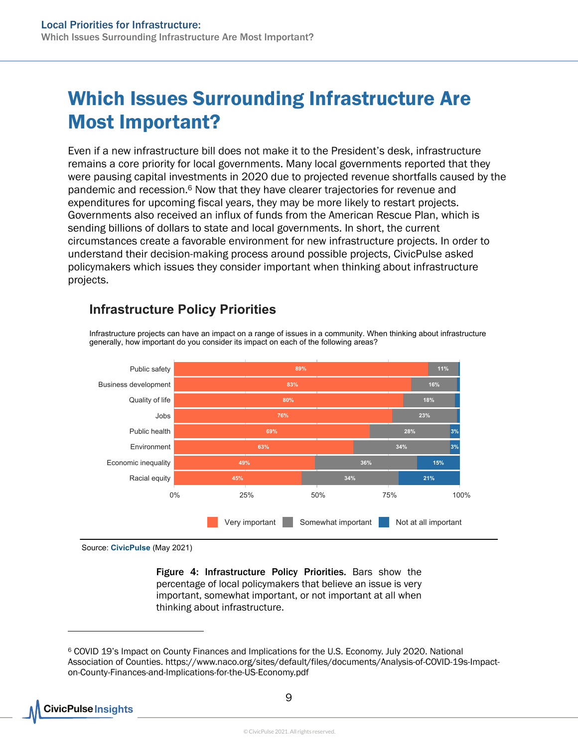# Which Issues Surrounding Infrastructure Are Most Important?

Even if a new infrastructure bill does not make it to the President's desk, infrastructure remains a core priority for local governments. Many local governments reported that they were pausing capital investments in 2020 due to projected revenue shortfalls caused by the pandemic and recession.[6] Now that they have clearer trajectories for revenue and expenditures for upcoming fiscal years, they may be more likely to restart projects. Governments also received an influx of funds from the American Rescue Plan, which is sending billions of dollars to state and local governments. In short, the current circumstances create a favorable environment for new infrastructure projects. In order to understand their decision-making process around possible projects, CivicPulse asked policymakers which issues they consider important when thinking about infrastructure projects.

## Infrastructure Policy Priorities

Infrastructure projects can have an impact on a range of issues in a community. When thinking about infrastructure generally, how important do you consider its impact on each of the following areas?

| | Very important | Somewhat important | Not at all important |
|---|---|---|---|
| Public safety | 89% | 11% | |
| Business development | 83% | 16% | |
| Quality of life | 80% | 18% | |
| Jobs | 76% | 23% | |
| Public health | 69% | 28% | 3% |
| Environment | 63% | 34% | 3% |
| Economic inequality | 49% | 36% | 15% |
| Racial equity | 45% | 34% | 21% |

Source: CivicPulse (May 2021)

**Figure 4: Infrastructure Policy Priorities.** Bars show the percentage of local policymakers that believe an issue is very important, somewhat important, or not important at all when thinking about infrastructure.

---

[6] COVID 19's Impact on County Finances and Implications for the U.S. Economy. July 2020. National Association of Counties. https://www.naco.org/sites/default/files/documents/Analysis-of-COVID-19s-Impact-on-County-Finances-and-Implications-for-the-US-Economy.pdf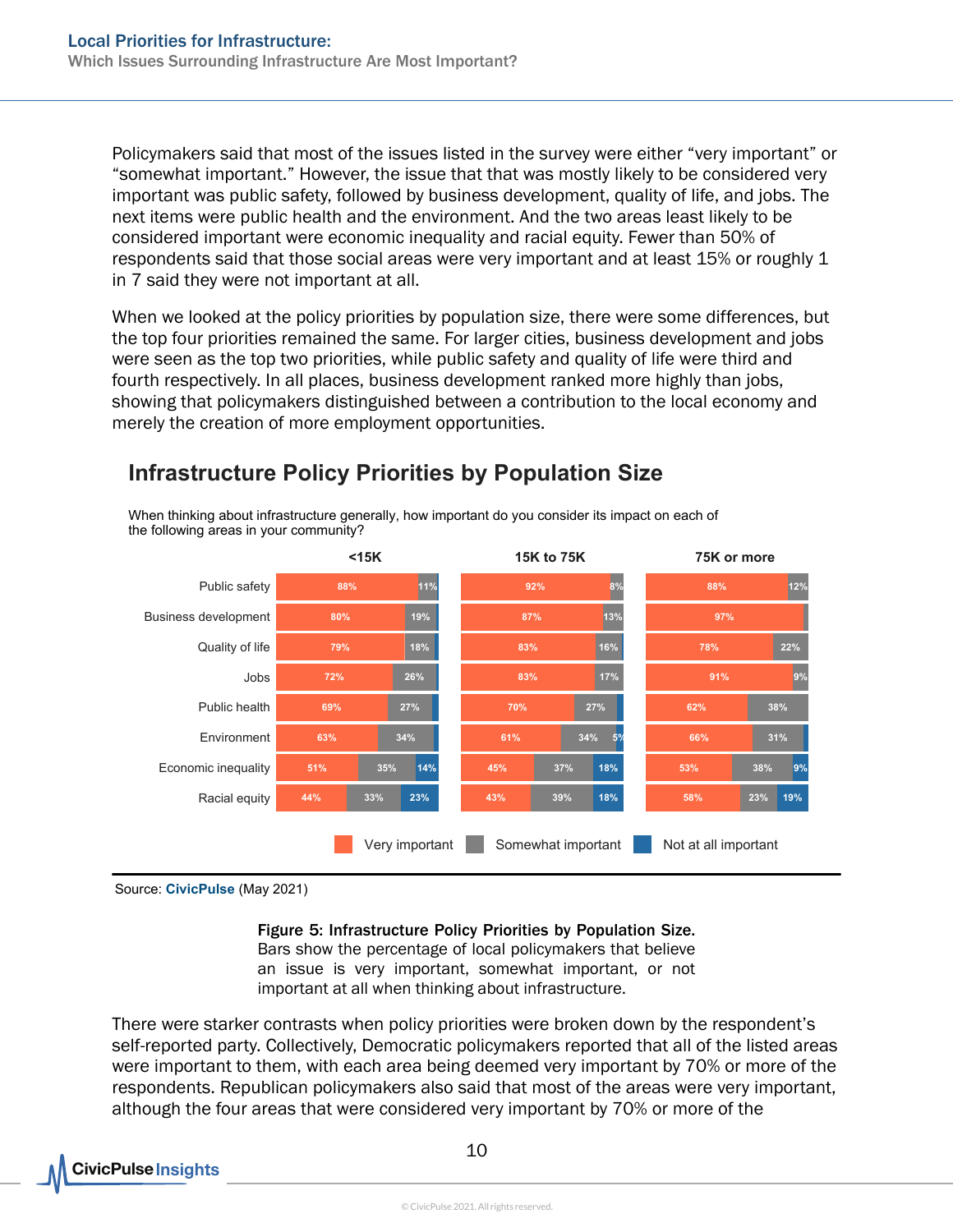Policymakers said that most of the issues listed in the survey were either "very important" or "somewhat important." However, the issue that that was mostly likely to be considered very important was public safety, followed by business development, quality of life, and jobs. The next items were public health and the environment. And the two areas least likely to be considered important were economic inequality and racial equity. Fewer than 50% of respondents said that those social areas were very important and at least 15% or roughly 1 in 7 said they were not important at all.

When we looked at the policy priorities by population size, there were some differences, but the top four priorities remained the same. For larger cities, business development and jobs were seen as the top two priorities, while public safety and quality of life were third and fourth respectively. In all places, business development ranked more highly than jobs, showing that policymakers distinguished between a contribution to the local economy and merely the creation of more employment opportunities.

## Infrastructure Policy Priorities by Population Size

When thinking about infrastructure generally, how important do you consider its impact on each of the following areas in your community?

| | <15K | | | 15K to 75K | | | 75K or more | | |
|---|---|---|---|---|---|---|---|---|---|
| | Very important | Somewhat important | Not at all important | Very important | Somewhat important | Not at all important | Very important | Somewhat important | Not at all important |
| Public safety | 88% | 11% | | 92% | 8% | | 88% | 12% | |
| Business development | 80% | 19% | | 87% | 13% | | 97% | | |
| Quality of life | 79% | 18% | | 83% | 16% | | 78% | 22% | |
| Jobs | 72% | 26% | | 83% | 17% | | 91% | 9% | |
| Public health | 69% | 27% | | 70% | 27% | | 62% | 38% | |
| Environment | 63% | 34% | | 61% | 34% | 5% | 66% | 31% | |
| Economic inequality | 51% | 35% | 14% | 45% | 37% | 18% | 53% | 38% | 9% |
| Racial equity | 44% | 33% | 23% | 43% | 39% | 18% | 58% | 23% | 19% |

Source: **CivicPulse** (May 2021)

**Figure 5: Infrastructure Policy Priorities by Population Size.** Bars show the percentage of local policymakers that believe an issue is very important, somewhat important, or not important at all when thinking about infrastructure.

There were starker contrasts when policy priorities were broken down by the respondent's self-reported party. Collectively, Democratic policymakers reported that all of the listed areas were important to them, with each area being deemed very important by 70% or more of the respondents. Republican policymakers also said that most of the areas were very important, although the four areas that were considered very important by 70% or more of the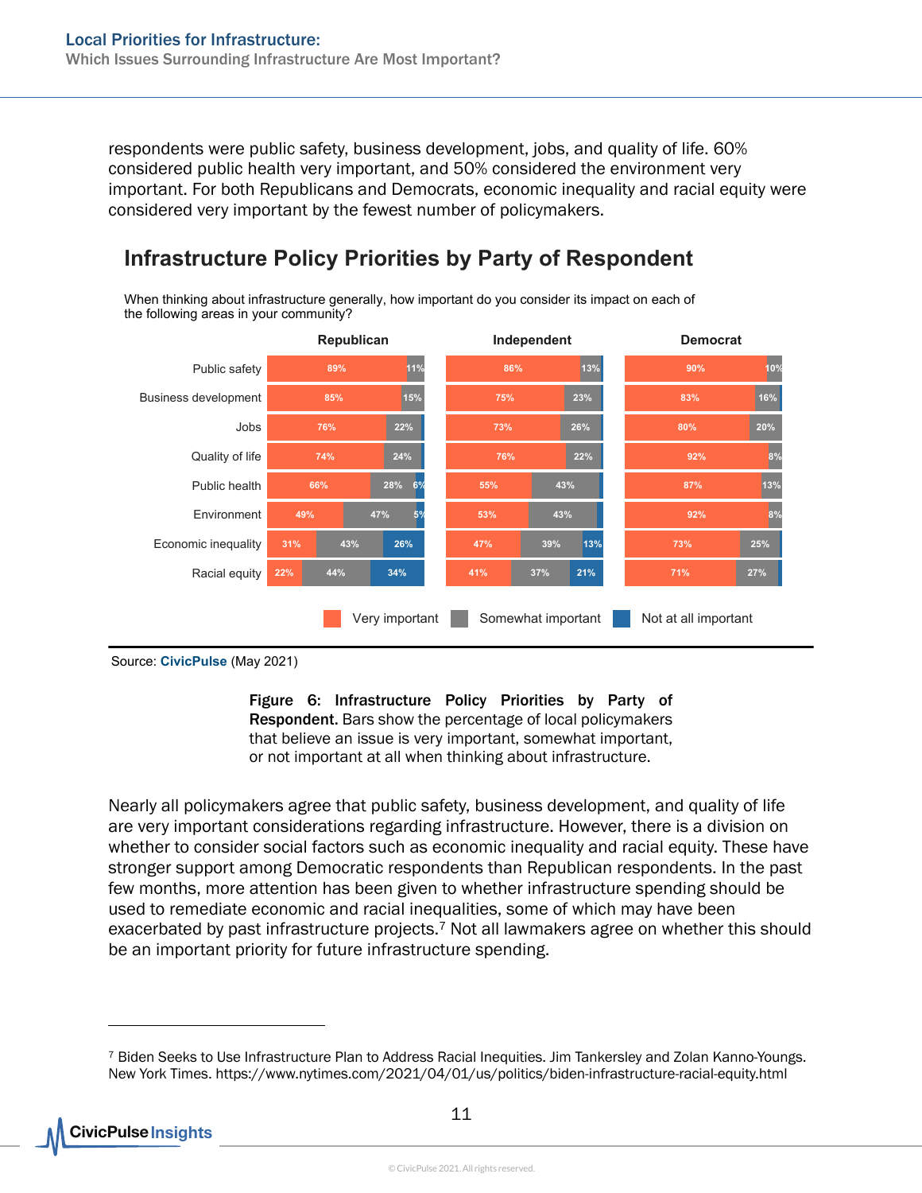respondents were public safety, business development, jobs, and quality of life. 60% considered public health very important, and 50% considered the environment very important. For both Republicans and Democrats, economic inequality and racial equity were considered very important by the fewest number of policymakers.

## Infrastructure Policy Priorities by Party of Respondent

When thinking about infrastructure generally, how important do you consider its impact on each of the following areas in your community?

| | Republican | | | Independent | | | Democrat | | |
|---|---|---|---|---|---|---|---|---|---|
| | Very important | Somewhat important | Not at all important | Very important | Somewhat important | Not at all important | Very important | Somewhat important | Not at all important |
| Public safety | 89% | 11% | | 86% | 13% | | 90% | 10% | |
| Business development | 85% | 15% | | 75% | 23% | | 83% | 16% | |
| Jobs | 76% | 22% | | 73% | 26% | | 80% | 20% | |
| Quality of life | 74% | 24% | | 76% | 22% | | 92% | 8% | |
| Public health | 66% | 28% | 6% | 55% | 43% | | 87% | 13% | |
| Environment | 49% | 47% | 5% | 53% | 43% | | 92% | 8% | |
| Economic inequality | 31% | 43% | 26% | 47% | 39% | 13% | 73% | 25% | |
| Racial equity | 22% | 44% | 34% | 41% | 37% | 21% | 71% | 27% | |

Source: **CivicPulse** (May 2021)

**Figure 6: Infrastructure Policy Priorities by Party of Respondent.** Bars show the percentage of local policymakers that believe an issue is very important, somewhat important, or not important at all when thinking about infrastructure.

Nearly all policymakers agree that public safety, business development, and quality of life are very important considerations regarding infrastructure. However, there is a division on whether to consider social factors such as economic inequality and racial equity. These have stronger support among Democratic respondents than Republican respondents. In the past few months, more attention has been given to whether infrastructure spending should be used to remediate economic and racial inequalities, some of which may have been exacerbated by past infrastructure projects.[7] Not all lawmakers agree on whether this should be an important priority for future infrastructure spending.

[7] Biden Seeks to Use Infrastructure Plan to Address Racial Inequities. Jim Tankersley and Zolan Kanno-Youngs. New York Times. https://www.nytimes.com/2021/04/01/us/politics/biden-infrastructure-racial-equity.html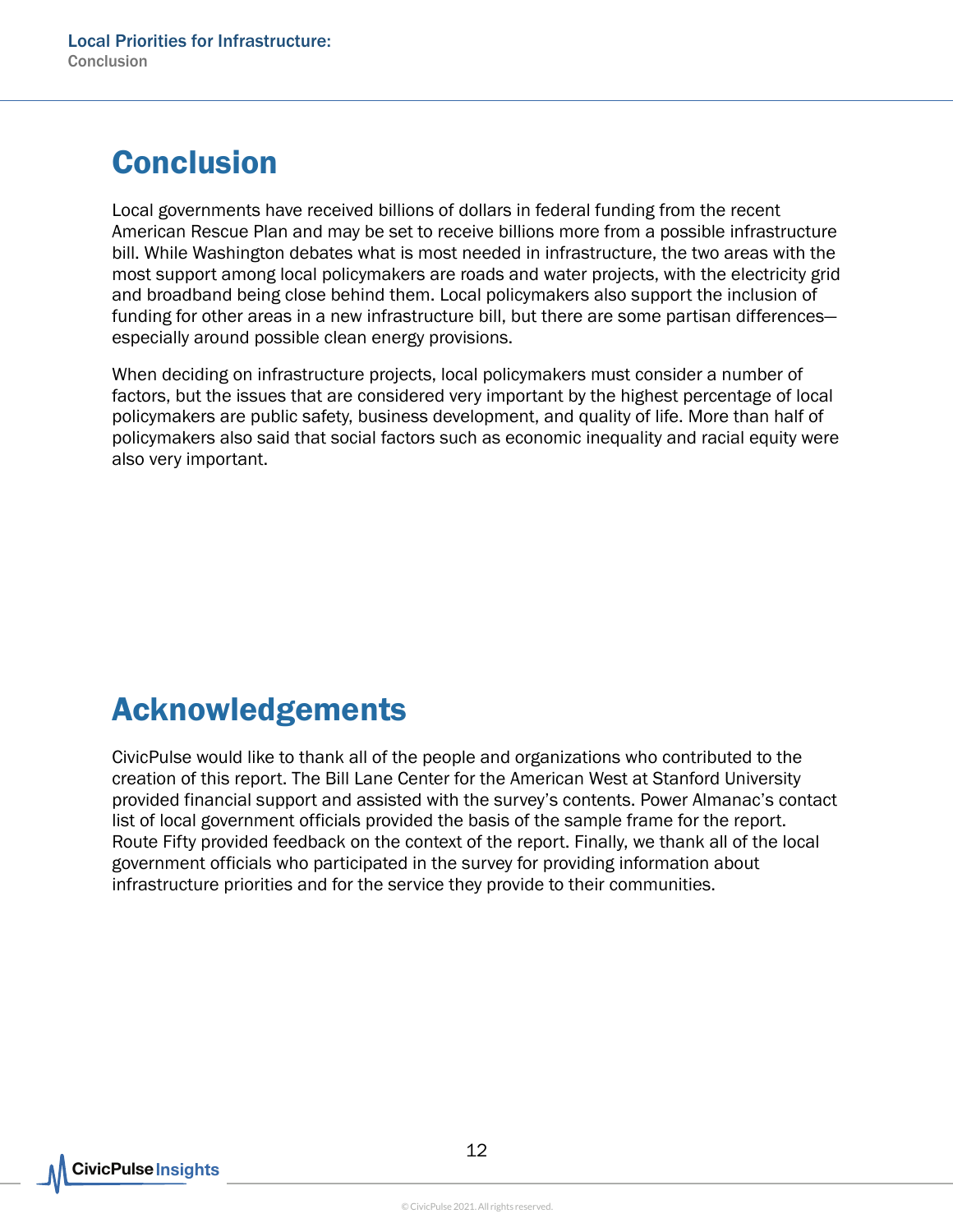## Conclusion

Local governments have received billions of dollars in federal funding from the recent American Rescue Plan and may be set to receive billions more from a possible infrastructure bill. While Washington debates what is most needed in infrastructure, the two areas with the most support among local policymakers are roads and water projects, with the electricity grid and broadband being close behind them. Local policymakers also support the inclusion of funding for other areas in a new infrastructure bill, but there are some partisan differences—especially around possible clean energy provisions.

When deciding on infrastructure projects, local policymakers must consider a number of factors, but the issues that are considered very important by the highest percentage of local policymakers are public safety, business development, and quality of life. More than half of policymakers also said that social factors such as economic inequality and racial equity were also very important.

## Acknowledgements

CivicPulse would like to thank all of the people and organizations who contributed to the creation of this report. The Bill Lane Center for the American West at Stanford University provided financial support and assisted with the survey's contents. Power Almanac's contact list of local government officials provided the basis of the sample frame for the report. Route Fifty provided feedback on the context of the report. Finally, we thank all of the local government officials who participated in the survey for providing information about infrastructure priorities and for the service they provide to their communities.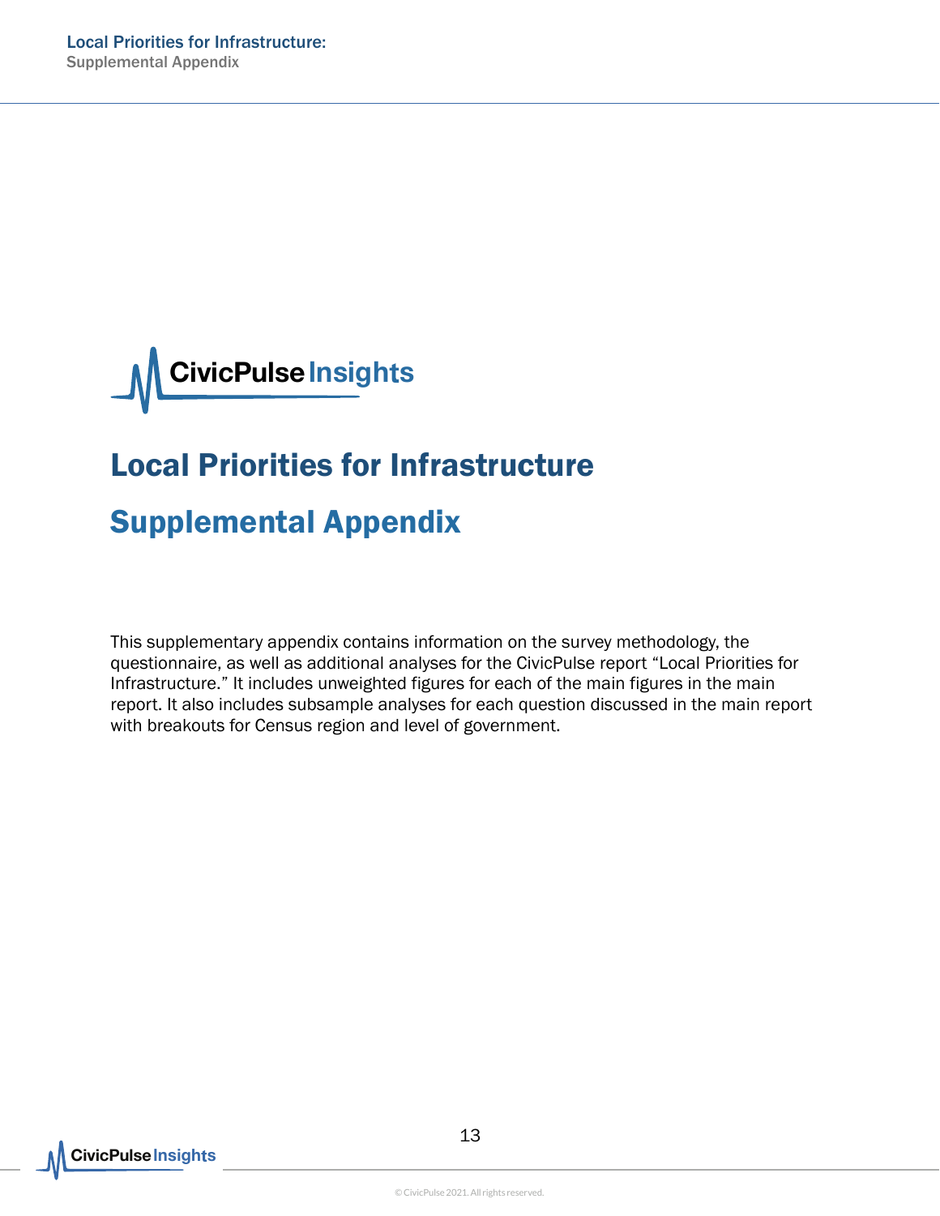# Local Priorities for Infrastructure

## Supplemental Appendix

This supplementary appendix contains information on the survey methodology, the questionnaire, as well as additional analyses for the CivicPulse report "Local Priorities for Infrastructure." It includes unweighted figures for each of the main figures in the main report. It also includes subsample analyses for each question discussed in the main report with breakouts for Census region and level of government.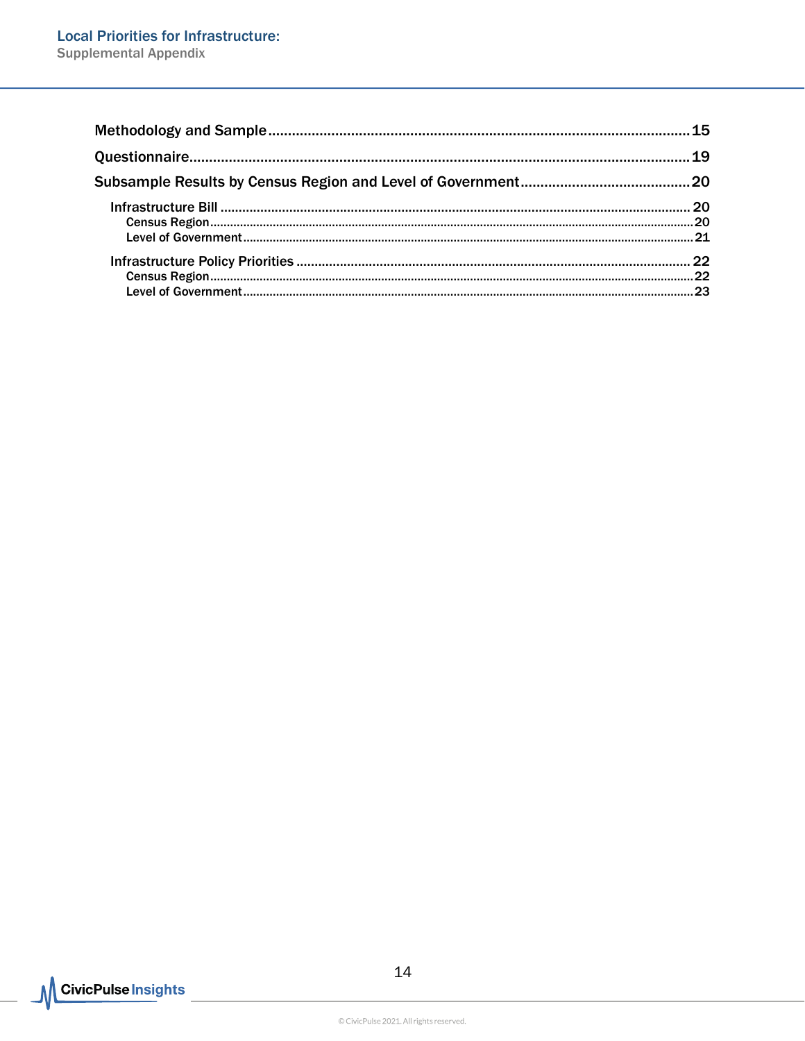Methodology and Sample ....................................................................................................... 15

Questionnaire ........................................................................................................................ 19

Subsample Results by Census Region and Level of Government ........................................ 20

- Infrastructure Bill ................................................................................................................ 20
  - Census Region ................................................................................................................ 20
  - Level of Government ....................................................................................................... 21
- Infrastructure Policy Priorities .......................................................................................... 22
  - Census Region ................................................................................................................ 22
  - Level of Government ....................................................................................................... 23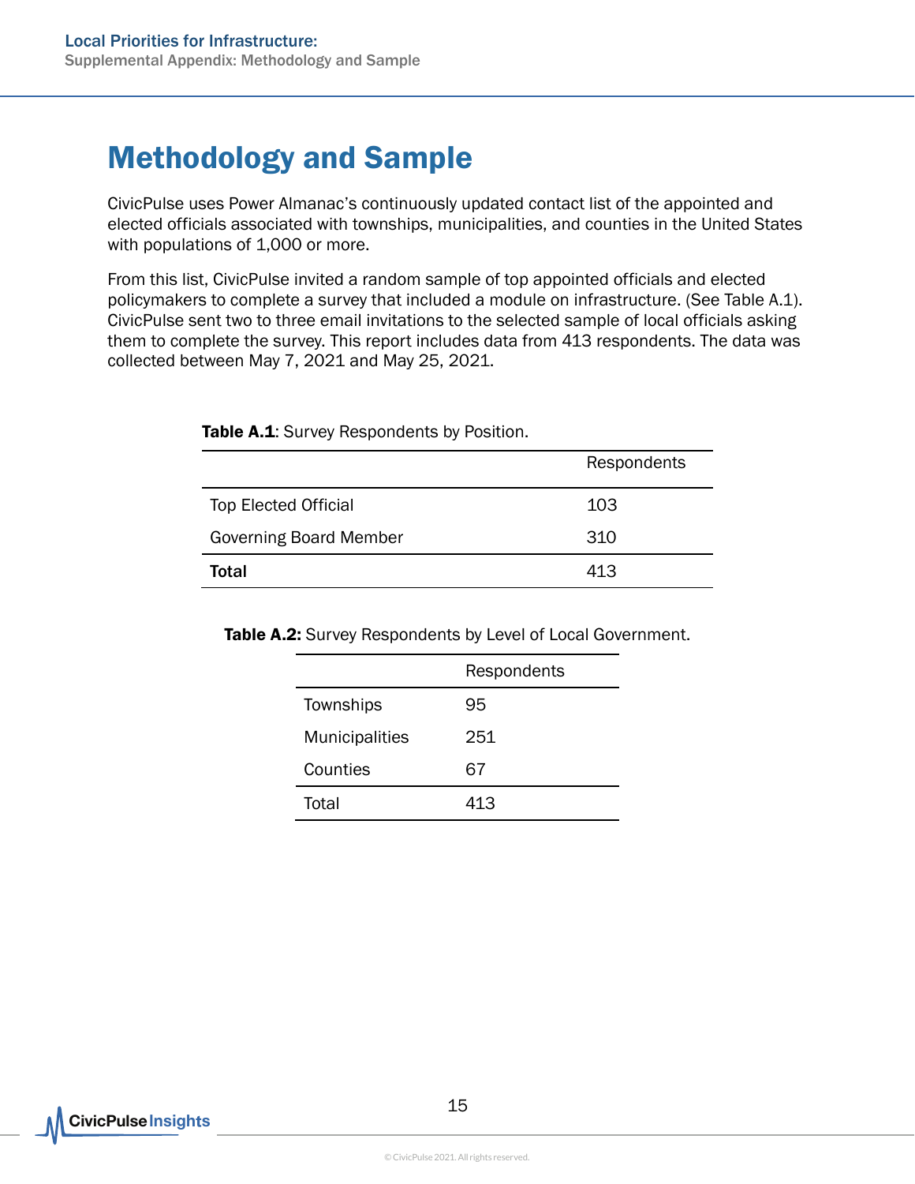# Methodology and Sample

CivicPulse uses Power Almanac's continuously updated contact list of the appointed and elected officials associated with townships, municipalities, and counties in the United States with populations of 1,000 or more.

From this list, CivicPulse invited a random sample of top appointed officials and elected policymakers to complete a survey that included a module on infrastructure. (See Table A.1). CivicPulse sent two to three email invitations to the selected sample of local officials asking them to complete the survey. This report includes data from 413 respondents. The data was collected between May 7, 2021 and May 25, 2021.

**Table A.1**: Survey Respondents by Position.

| | Respondents |
|---|---|
| Top Elected Official | 103 |
| Governing Board Member | 310 |
| **Total** | 413 |

**Table A.2:** Survey Respondents by Level of Local Government.

| | Respondents |
|---|---|
| Townships | 95 |
| Municipalities | 251 |
| Counties | 67 |
| Total | 413 |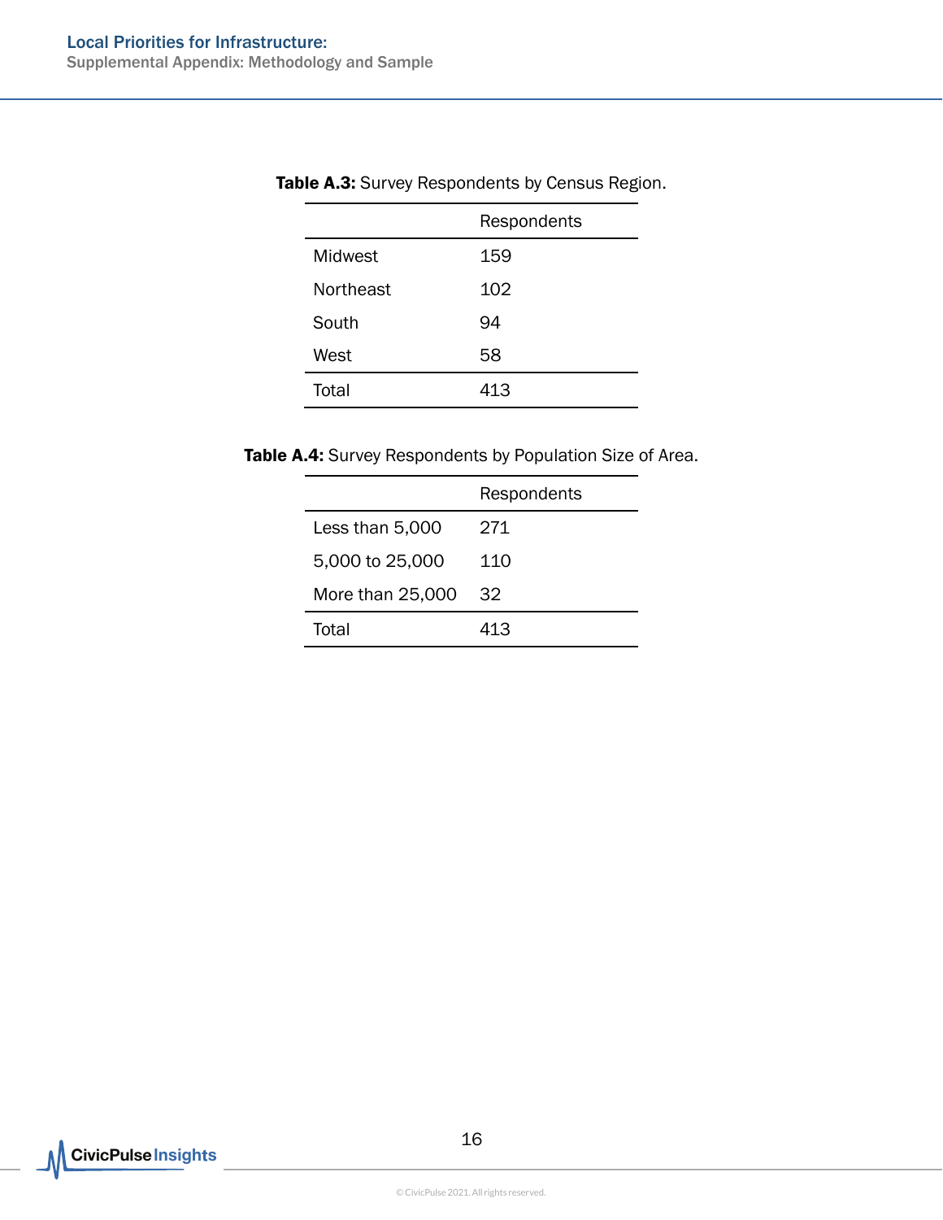**Table A.3:** Survey Respondents by Census Region.

| | Respondents |
|---|---|
| Midwest | 159 |
| Northeast | 102 |
| South | 94 |
| West | 58 |
| Total | 413 |

**Table A.4:** Survey Respondents by Population Size of Area.

| | Respondents |
|---|---|
| Less than 5,000 | 271 |
| 5,000 to 25,000 | 110 |
| More than 25,000 | 32 |
| Total | 413 |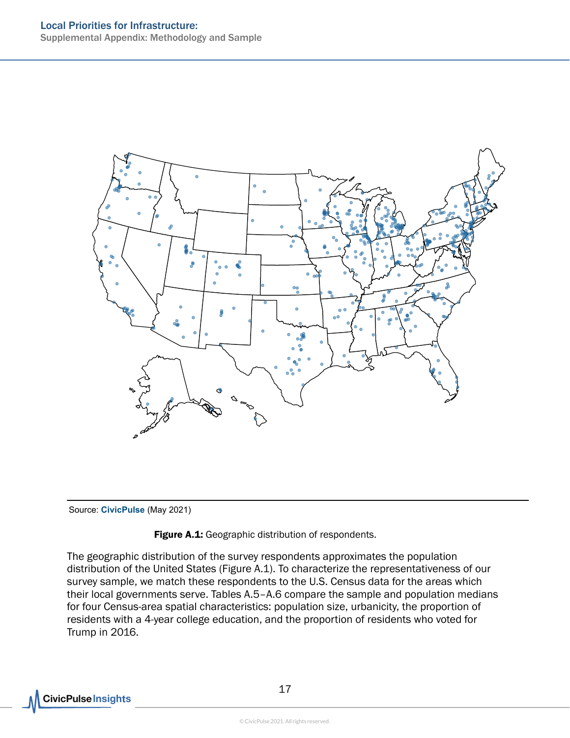Source: **CivicPulse** (May 2021)

**Figure A.1:** Geographic distribution of respondents.

The geographic distribution of the survey respondents approximates the population distribution of the United States (Figure A.1). To characterize the representativeness of our survey sample, we match these respondents to the U.S. Census data for the areas which their local governments serve. Tables A.5–A.6 compare the sample and population medians for four Census-area spatial characteristics: population size, urbanicity, the proportion of residents with a 4-year college education, and the proportion of residents who voted for Trump in 2016.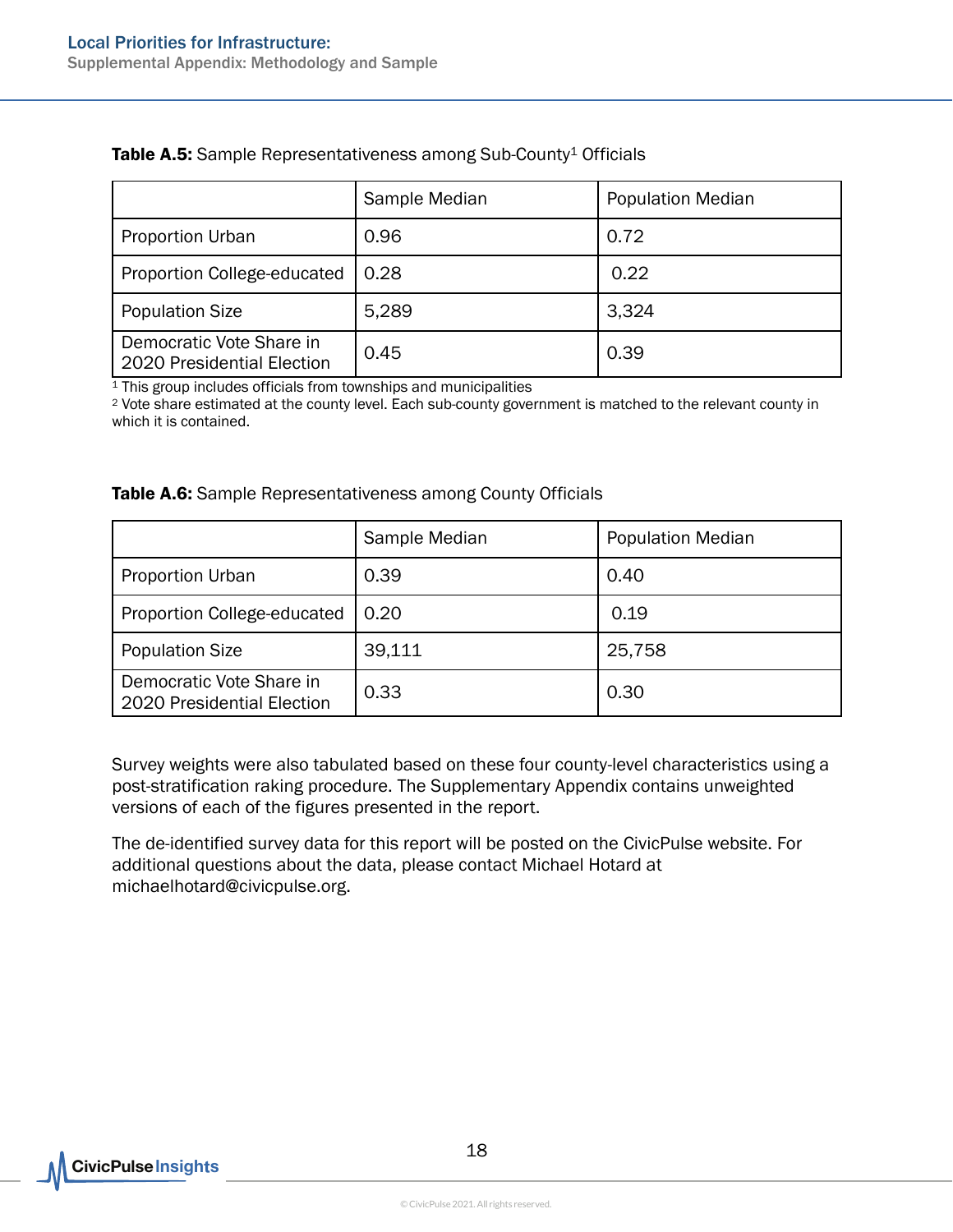**Table A.5:** Sample Representativeness among Sub-County[1] Officials

| | Sample Median | Population Median |
|---|---|---|
| Proportion Urban | 0.96 | 0.72 |
| Proportion College-educated | 0.28 | 0.22 |
| Population Size | 5,289 | 3,324 |
| Democratic Vote Share in 2020 Presidential Election | 0.45 | 0.39 |

[1] This group includes officials from townships and municipalities
[2] Vote share estimated at the county level. Each sub-county government is matched to the relevant county in which it is contained.

**Table A.6:** Sample Representativeness among County Officials

| | Sample Median | Population Median |
|---|---|---|
| Proportion Urban | 0.39 | 0.40 |
| Proportion College-educated | 0.20 | 0.19 |
| Population Size | 39,111 | 25,758 |
| Democratic Vote Share in 2020 Presidential Election | 0.33 | 0.30 |

Survey weights were also tabulated based on these four county-level characteristics using a post-stratification raking procedure. The Supplementary Appendix contains unweighted versions of each of the figures presented in the report.

The de-identified survey data for this report will be posted on the CivicPulse website. For additional questions about the data, please contact Michael Hotard at michaelhotard@civicpulse.org.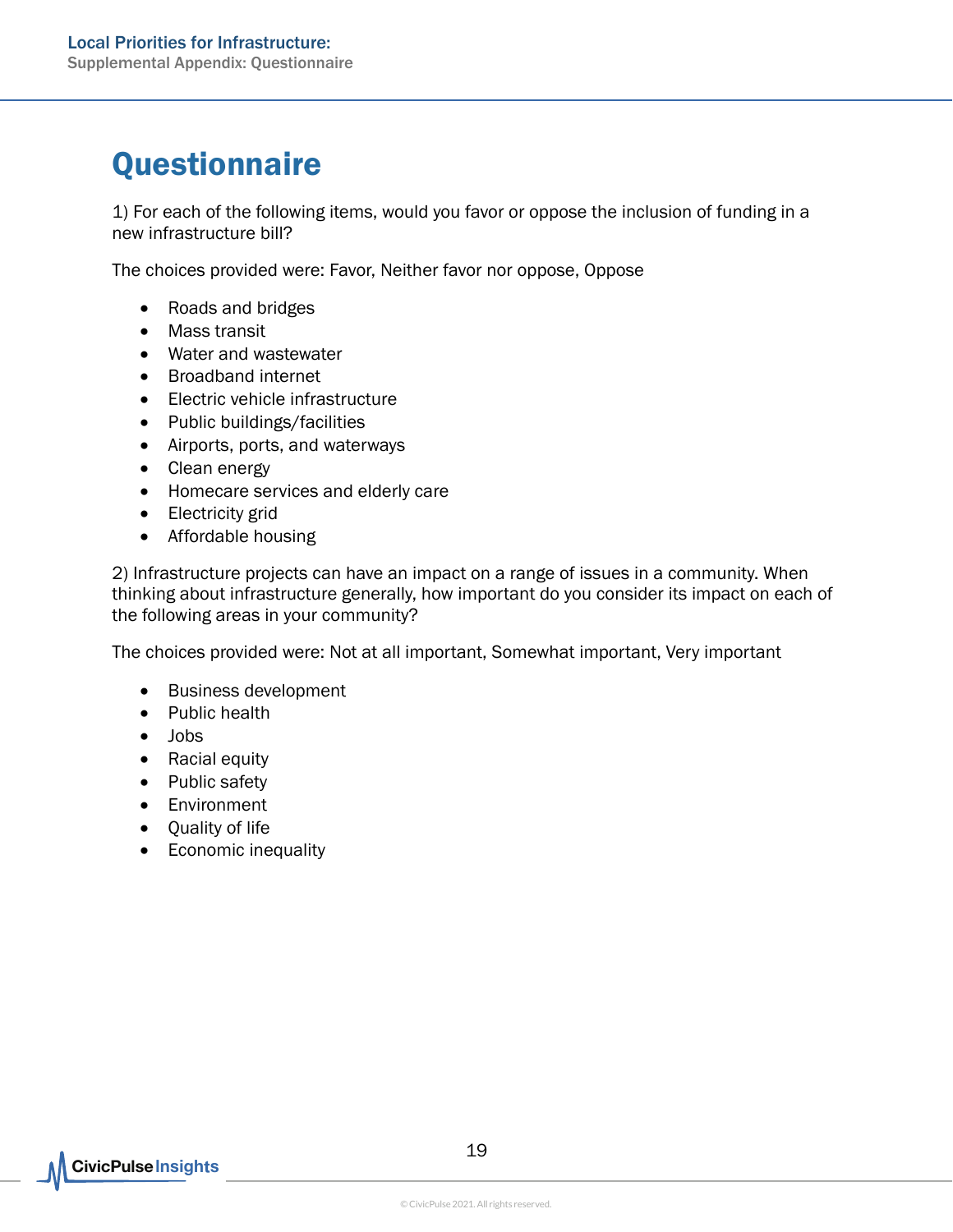# Questionnaire

1) For each of the following items, would you favor or oppose the inclusion of funding in a new infrastructure bill?

The choices provided were: Favor, Neither favor nor oppose, Oppose

- Roads and bridges
- Mass transit
- Water and wastewater
- Broadband internet
- Electric vehicle infrastructure
- Public buildings/facilities
- Airports, ports, and waterways
- Clean energy
- Homecare services and elderly care
- Electricity grid
- Affordable housing

2) Infrastructure projects can have an impact on a range of issues in a community. When thinking about infrastructure generally, how important do you consider its impact on each of the following areas in your community?

The choices provided were: Not at all important, Somewhat important, Very important

- Business development
- Public health
- Jobs
- Racial equity
- Public safety
- Environment
- Quality of life
- Economic inequality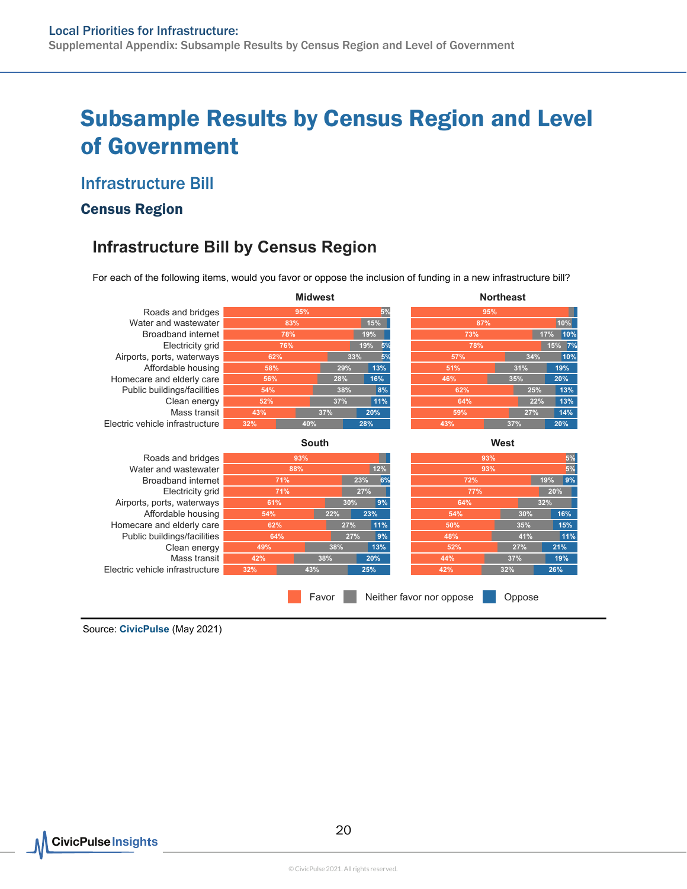# Subsample Results by Census Region and Level of Government

## Infrastructure Bill

### Census Region

#### Infrastructure Bill by Census Region

For each of the following items, would you favor or oppose the inclusion of funding in a new infrastructure bill?

**Midwest**

| Item | Favor | Neither favor nor oppose | Oppose |
|---|---|---|---|
| Roads and bridges | 95% | 5% | |
| Water and wastewater | 83% | 15% | |
| Broadband internet | 78% | 19% | |
| Electricity grid | 76% | 19% | 5% |
| Airports, ports, waterways | 62% | 33% | 5% |
| Affordable housing | 58% | 29% | 13% |
| Homecare and elderly care | 56% | 28% | 16% |
| Public buildings/facilities | 54% | 38% | 8% |
| Clean energy | 52% | 37% | 11% |
| Mass transit | 43% | 37% | 20% |
| Electric vehicle infrastructure | 32% | 40% | 28% |

**Northeast**

| Item | Favor | Neither favor nor oppose | Oppose |
|---|---|---|---|
| Roads and bridges | 95% | | |
| Water and wastewater | 87% | 10% | |
| Broadband internet | 73% | 17% | 10% |
| Electricity grid | 78% | 15% | 7% |
| Airports, ports, waterways | 57% | 34% | 10% |
| Affordable housing | 51% | 31% | 19% |
| Homecare and elderly care | 46% | 35% | 20% |
| Public buildings/facilities | 62% | 25% | 13% |
| Clean energy | 64% | 22% | 13% |
| Mass transit | 59% | 27% | 14% |
| Electric vehicle infrastructure | 43% | 37% | 20% |

**South**

| Item | Favor | Neither favor nor oppose | Oppose |
|---|---|---|---|
| Roads and bridges | 93% | | |
| Water and wastewater | 88% | 12% | |
| Broadband internet | 71% | 23% | 6% |
| Electricity grid | 71% | 27% | |
| Airports, ports, waterways | 61% | 30% | 9% |
| Affordable housing | 54% | 22% | 23% |
| Homecare and elderly care | 62% | 27% | 11% |
| Public buildings/facilities | 64% | 27% | 9% |
| Clean energy | 49% | 38% | 13% |
| Mass transit | 42% | 38% | 20% |
| Electric vehicle infrastructure | 32% | 43% | 25% |

**West**

| Item | Favor | Neither favor nor oppose | Oppose |
|---|---|---|---|
| Roads and bridges | 93% | 5% | |
| Water and wastewater | 93% | 5% | |
| Broadband internet | 72% | 19% | 9% |
| Electricity grid | 77% | 20% | |
| Airports, ports, waterways | 64% | 32% | |
| Affordable housing | 54% | 30% | 16% |
| Homecare and elderly care | 50% | 35% | 15% |
| Public buildings/facilities | 48% | 41% | 11% |
| Clean energy | 52% | 27% | 21% |
| Mass transit | 44% | 37% | 19% |
| Electric vehicle infrastructure | 42% | 32% | 26% |

Source: **CivicPulse** (May 2021)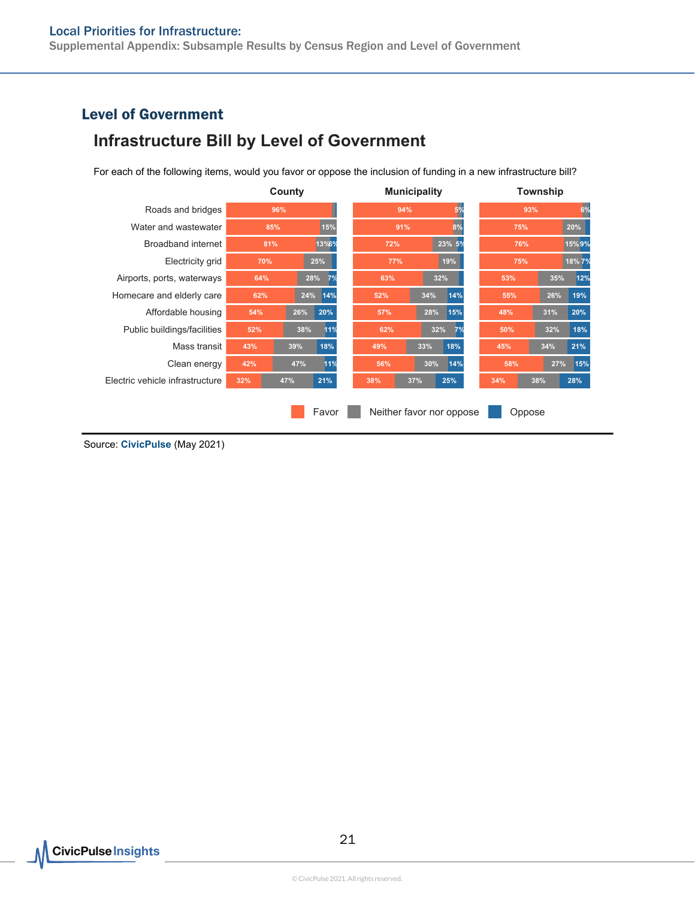## Level of Government

### Infrastructure Bill by Level of Government

For each of the following items, would you favor or oppose the inclusion of funding in a new infrastructure bill?

| Item | County: Favor | County: Neither | County: Oppose | Municipality: Favor | Municipality: Neither | Municipality: Oppose | Township: Favor | Township: Neither | Township: Oppose |
|---|---|---|---|---|---|---|---|---|---|
| Roads and bridges | 96% | | | 94% | 5% | | 93% | 6% | |
| Water and wastewater | 85% | 15% | | 91% | 8% | | 75% | 20% | |
| Broadband internet | 81% | 13% | 6% | 72% | 23% | 5% | 76% | 15% | 9% |
| Electricity grid | 70% | 25% | | 77% | 19% | | 75% | 18% | 7% |
| Airports, ports, waterways | 64% | 28% | 7% | 63% | 32% | | 53% | 35% | 12% |
| Homecare and elderly care | 62% | 24% | 14% | 52% | 34% | 14% | 55% | 26% | 19% |
| Affordable housing | 54% | 26% | 20% | 57% | 28% | 15% | 48% | 31% | 20% |
| Public buildings/facilities | 52% | 38% | 11% | 62% | 32% | 7% | 50% | 32% | 18% |
| Mass transit | 43% | 39% | 18% | 49% | 33% | 18% | 45% | 34% | 21% |
| Clean energy | 42% | 47% | 11% | 56% | 30% | 14% | 58% | 27% | 15% |
| Electric vehicle infrastructure | 32% | 47% | 21% | 38% | 37% | 25% | 34% | 38% | 28% |

Favor | Neither favor nor oppose | Oppose

Source: **CivicPulse** (May 2021)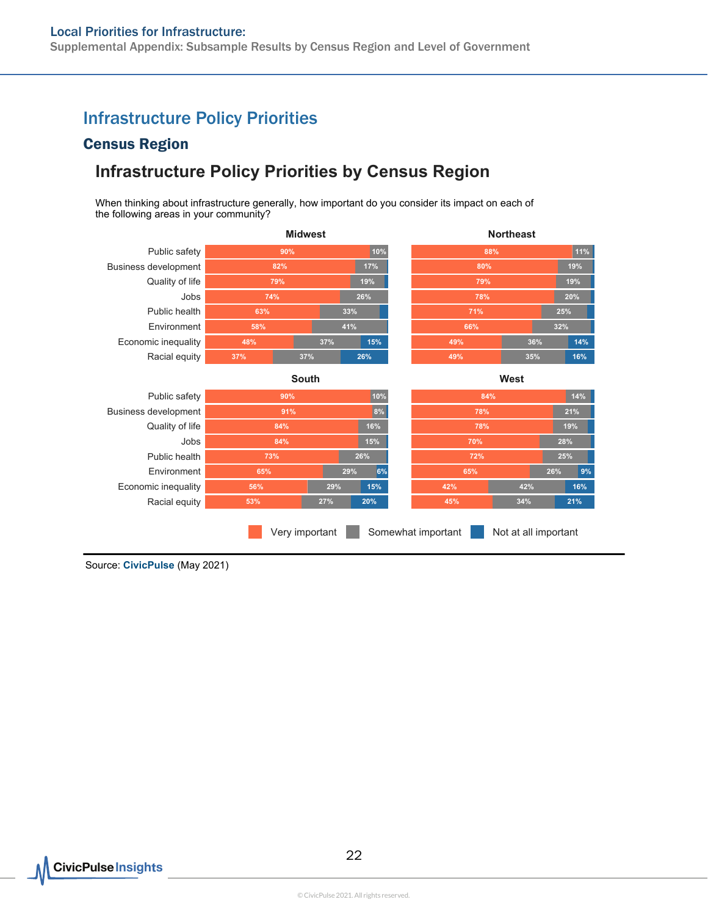## Infrastructure Policy Priorities

### Census Region

#### Infrastructure Policy Priorities by Census Region

When thinking about infrastructure generally, how important do you consider its impact on each of the following areas in your community?

**Midwest**

| | Very important | Somewhat important | Not at all important |
|---|---|---|---|
| Public safety | 90% | 10% | |
| Business development | 82% | 17% | |
| Quality of life | 79% | 19% | |
| Jobs | 74% | 26% | |
| Public health | 63% | 33% | |
| Environment | 58% | 41% | |
| Economic inequality | 48% | 37% | 15% |
| Racial equity | 37% | 37% | 26% |

**Northeast**

| | Very important | Somewhat important | Not at all important |
|---|---|---|---|
| Public safety | 88% | 11% | |
| Business development | 80% | 19% | |
| Quality of life | 79% | 19% | |
| Jobs | 78% | 20% | |
| Public health | 71% | 25% | |
| Environment | 66% | 32% | |
| Economic inequality | 49% | 36% | 14% |
| Racial equity | 49% | 35% | 16% |

**South**

| | Very important | Somewhat important | Not at all important |
|---|---|---|---|
| Public safety | 90% | 10% | |
| Business development | 91% | 8% | |
| Quality of life | 84% | 16% | |
| Jobs | 84% | 15% | |
| Public health | 73% | 26% | |
| Environment | 65% | 29% | 6% |
| Economic inequality | 56% | 29% | 15% |
| Racial equity | 53% | 27% | 20% |

**West**

| | Very important | Somewhat important | Not at all important |
|---|---|---|---|
| Public safety | 84% | 14% | |
| Business development | 78% | 21% | |
| Quality of life | 78% | 19% | |
| Jobs | 70% | 28% | |
| Public health | 72% | 25% | |
| Environment | 65% | 26% | 9% |
| Economic inequality | 42% | 42% | 16% |
| Racial equity | 45% | 34% | 21% |

Source: **CivicPulse** (May 2021)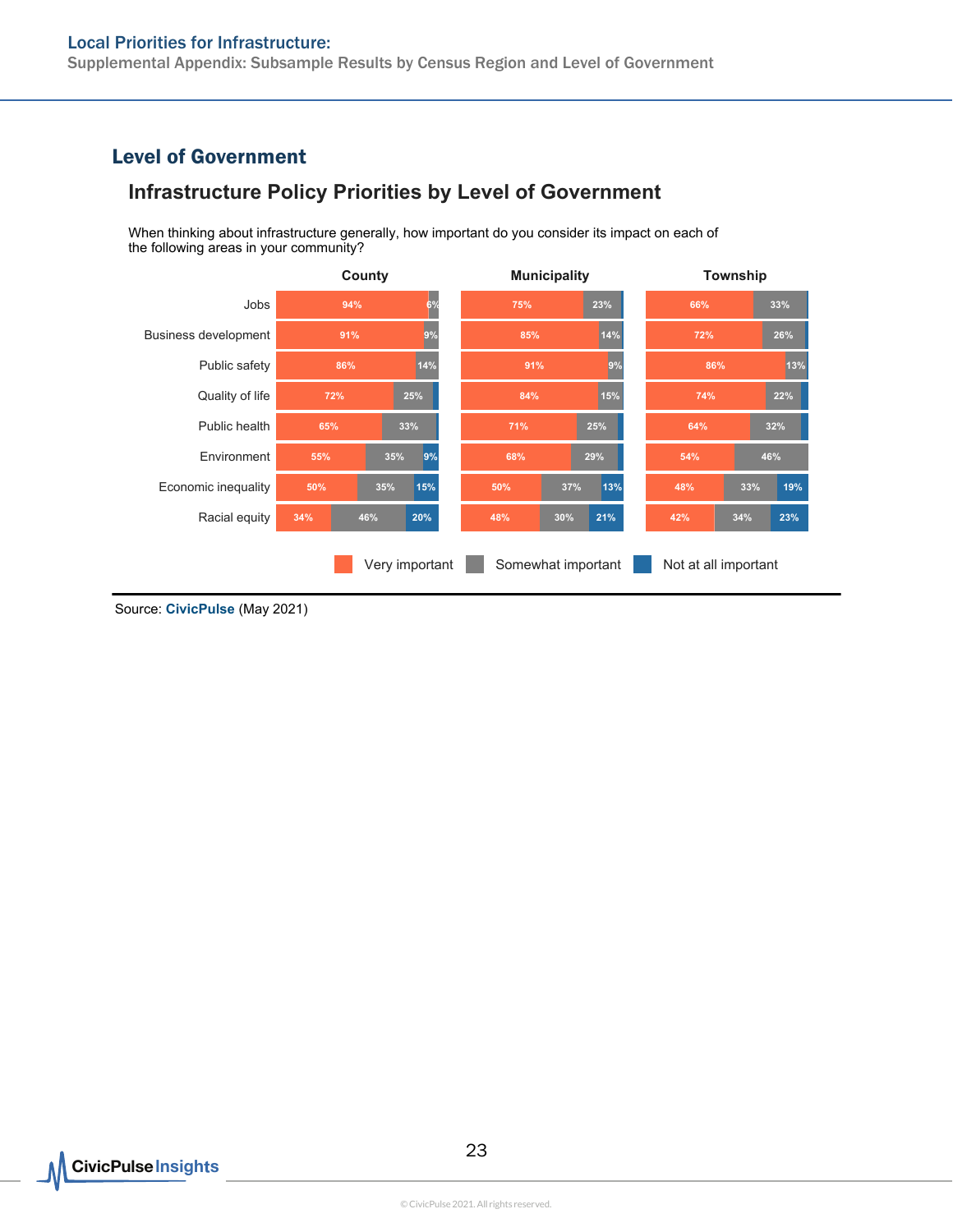## Level of Government

### Infrastructure Policy Priorities by Level of Government

When thinking about infrastructure generally, how important do you consider its impact on each of the following areas in your community?

County

Municipality

Township

Jobs
94% 6%
75% 23%
66% 33%

Business development
91% 9%
85% 14%
72% 26%

Public safety
86% 14%
91% 9%
86% 13%

Quality of life
72% 25%
84% 15%
74% 22%

Public health
65% 33%
71% 25%
64% 32%

Environment
55% 35% 9%
68% 29%
54% 46%

Economic inequality
50% 35% 15%
50% 37% 13%
48% 33% 19%

Racial equity
34% 46% 20%
48% 30% 21%
42% 34% 23%

Very important
Somewhat important
Not at all important

Source: **CivicPulse** (May 2021)